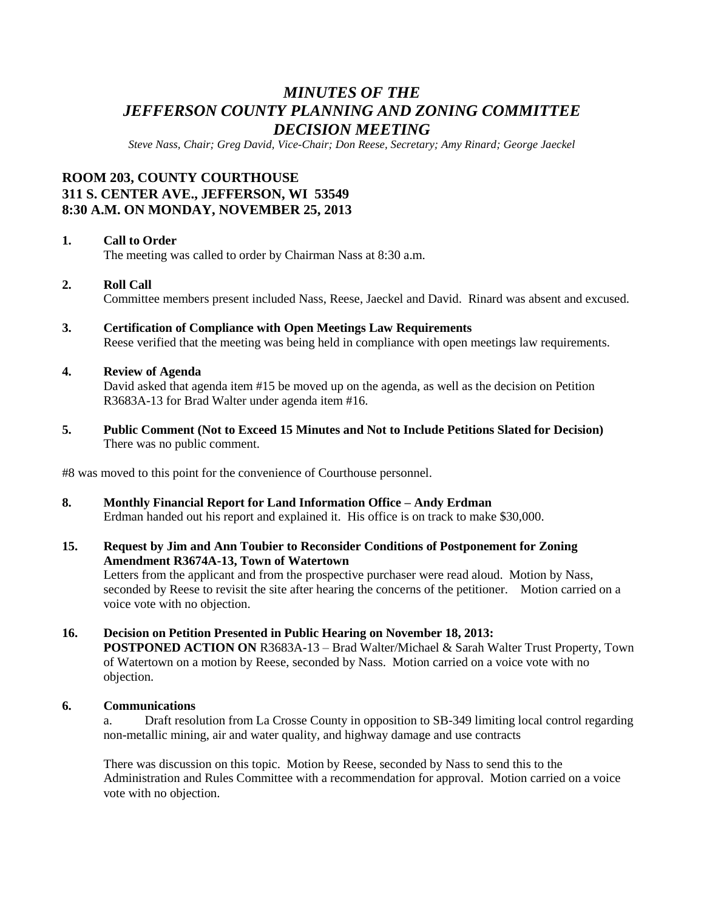# *MINUTES OF THE JEFFERSON COUNTY PLANNING AND ZONING COMMITTEE DECISION MEETING*

*Steve Nass, Chair; Greg David, Vice-Chair; Don Reese, Secretary; Amy Rinard; George Jaeckel*

## ROOM 203, COUNTY COURTHOUSE
## 311 S. CENTER AVE., JEFFERSON, WI 53549
## 8:30 A.M. ON MONDAY, NOVEMBER 25, 2013

**1. Call to Order**

The meeting was called to order by Chairman Nass at 8:30 a.m.

**2. Roll Call**

Committee members present included Nass, Reese, Jaeckel and David. Rinard was absent and excused.

**3. Certification of Compliance with Open Meetings Law Requirements**

Reese verified that the meeting was being held in compliance with open meetings law requirements.

**4. Review of Agenda**

David asked that agenda item #15 be moved up on the agenda, as well as the decision on Petition R3683A-13 for Brad Walter under agenda item #16.

**5. Public Comment (Not to Exceed 15 Minutes and Not to Include Petitions Slated for Decision)**

There was no public comment.

#8 was moved to this point for the convenience of Courthouse personnel.

**8. Monthly Financial Report for Land Information Office – Andy Erdman**

Erdman handed out his report and explained it. His office is on track to make $30,000.

**15. Request by Jim and Ann Toubier to Reconsider Conditions of Postponement for Zoning Amendment R3674A-13, Town of Watertown**

Letters from the applicant and from the prospective purchaser were read aloud. Motion by Nass, seconded by Reese to revisit the site after hearing the concerns of the petitioner. Motion carried on a voice vote with no objection.

**16. Decision on Petition Presented in Public Hearing on November 18, 2013:**

**POSTPONED ACTION ON** R3683A-13 – Brad Walter/Michael & Sarah Walter Trust Property, Town of Watertown on a motion by Reese, seconded by Nass. Motion carried on a voice vote with no objection.

**6. Communications**

a. Draft resolution from La Crosse County in opposition to SB-349 limiting local control regarding non-metallic mining, air and water quality, and highway damage and use contracts

There was discussion on this topic. Motion by Reese, seconded by Nass to send this to the Administration and Rules Committee with a recommendation for approval. Motion carried on a voice vote with no objection.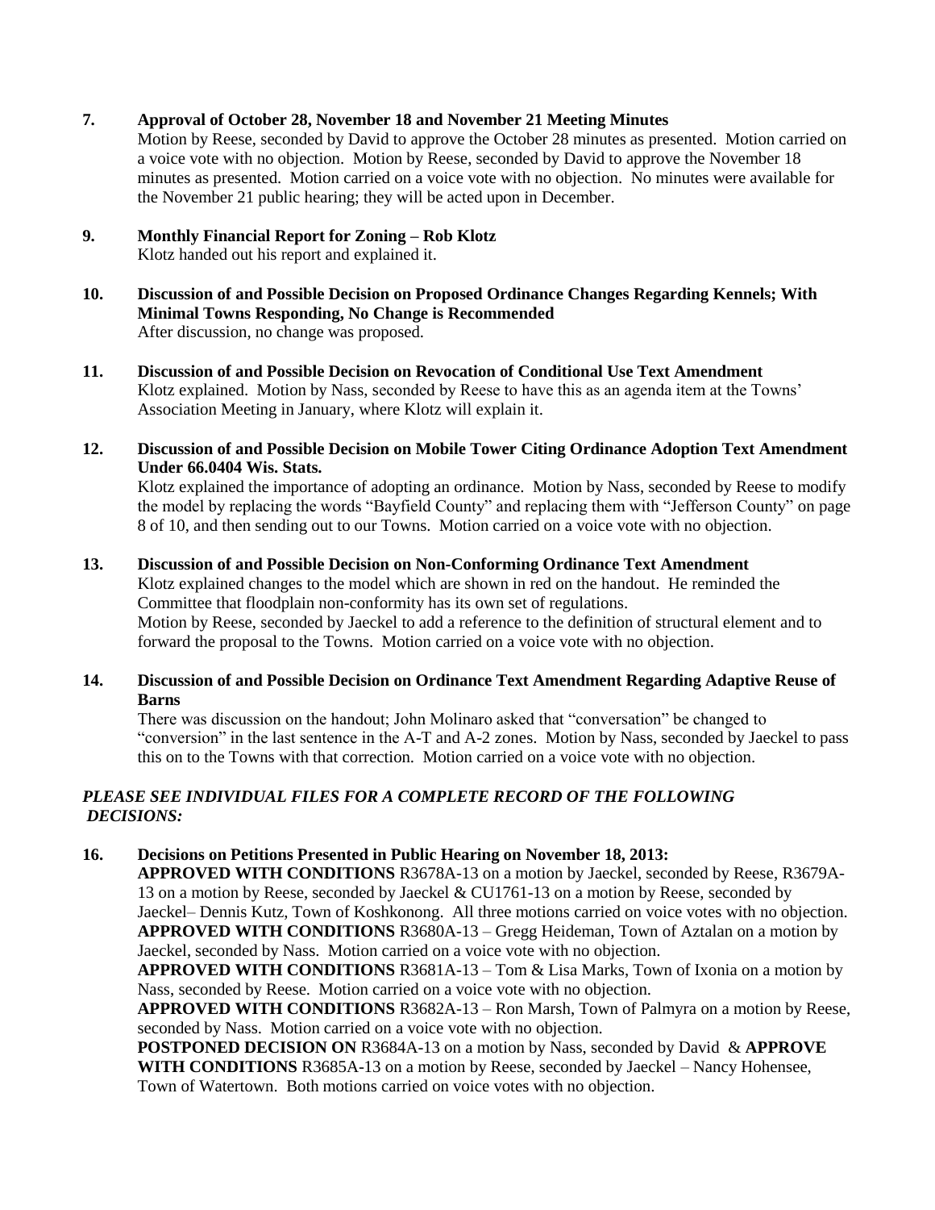**7. Approval of October 28, November 18 and November 21 Meeting Minutes**

Motion by Reese, seconded by David to approve the October 28 minutes as presented. Motion carried on a voice vote with no objection. Motion by Reese, seconded by David to approve the November 18 minutes as presented. Motion carried on a voice vote with no objection. No minutes were available for the November 21 public hearing; they will be acted upon in December.

**9. Monthly Financial Report for Zoning – Rob Klotz**

Klotz handed out his report and explained it.

**10. Discussion of and Possible Decision on Proposed Ordinance Changes Regarding Kennels; With Minimal Towns Responding, No Change is Recommended**

After discussion, no change was proposed.

**11. Discussion of and Possible Decision on Revocation of Conditional Use Text Amendment**

Klotz explained. Motion by Nass, seconded by Reese to have this as an agenda item at the Towns' Association Meeting in January, where Klotz will explain it.

**12. Discussion of and Possible Decision on Mobile Tower Citing Ordinance Adoption Text Amendment Under 66.0404 Wis. Stats.**

Klotz explained the importance of adopting an ordinance. Motion by Nass, seconded by Reese to modify the model by replacing the words "Bayfield County" and replacing them with "Jefferson County" on page 8 of 10, and then sending out to our Towns. Motion carried on a voice vote with no objection.

**13. Discussion of and Possible Decision on Non-Conforming Ordinance Text Amendment**

Klotz explained changes to the model which are shown in red on the handout. He reminded the Committee that floodplain non-conformity has its own set of regulations.
Motion by Reese, seconded by Jaeckel to add a reference to the definition of structural element and to forward the proposal to the Towns. Motion carried on a voice vote with no objection.

**14. Discussion of and Possible Decision on Ordinance Text Amendment Regarding Adaptive Reuse of Barns**

There was discussion on the handout; John Molinaro asked that "conversation" be changed to "conversion" in the last sentence in the A-T and A-2 zones. Motion by Nass, seconded by Jaeckel to pass this on to the Towns with that correction. Motion carried on a voice vote with no objection.

***PLEASE SEE INDIVIDUAL FILES FOR A COMPLETE RECORD OF THE FOLLOWING DECISIONS:***

**16. Decisions on Petitions Presented in Public Hearing on November 18, 2013:**

**APPROVED WITH CONDITIONS** R3678A-13 on a motion by Jaeckel, seconded by Reese, R3679A-13 on a motion by Reese, seconded by Jaeckel & CU1761-13 on a motion by Reese, seconded by Jaeckel– Dennis Kutz, Town of Koshkonong. All three motions carried on voice votes with no objection.
**APPROVED WITH CONDITIONS** R3680A-13 – Gregg Heideman, Town of Aztalan on a motion by Jaeckel, seconded by Nass. Motion carried on a voice vote with no objection.
**APPROVED WITH CONDITIONS** R3681A-13 – Tom & Lisa Marks, Town of Ixonia on a motion by Nass, seconded by Reese. Motion carried on a voice vote with no objection.
**APPROVED WITH CONDITIONS** R3682A-13 – Ron Marsh, Town of Palmyra on a motion by Reese, seconded by Nass. Motion carried on a voice vote with no objection.
**POSTPONED DECISION ON** R3684A-13 on a motion by Nass, seconded by David & **APPROVE WITH CONDITIONS** R3685A-13 on a motion by Reese, seconded by Jaeckel – Nancy Hohensee, Town of Watertown. Both motions carried on voice votes with no objection.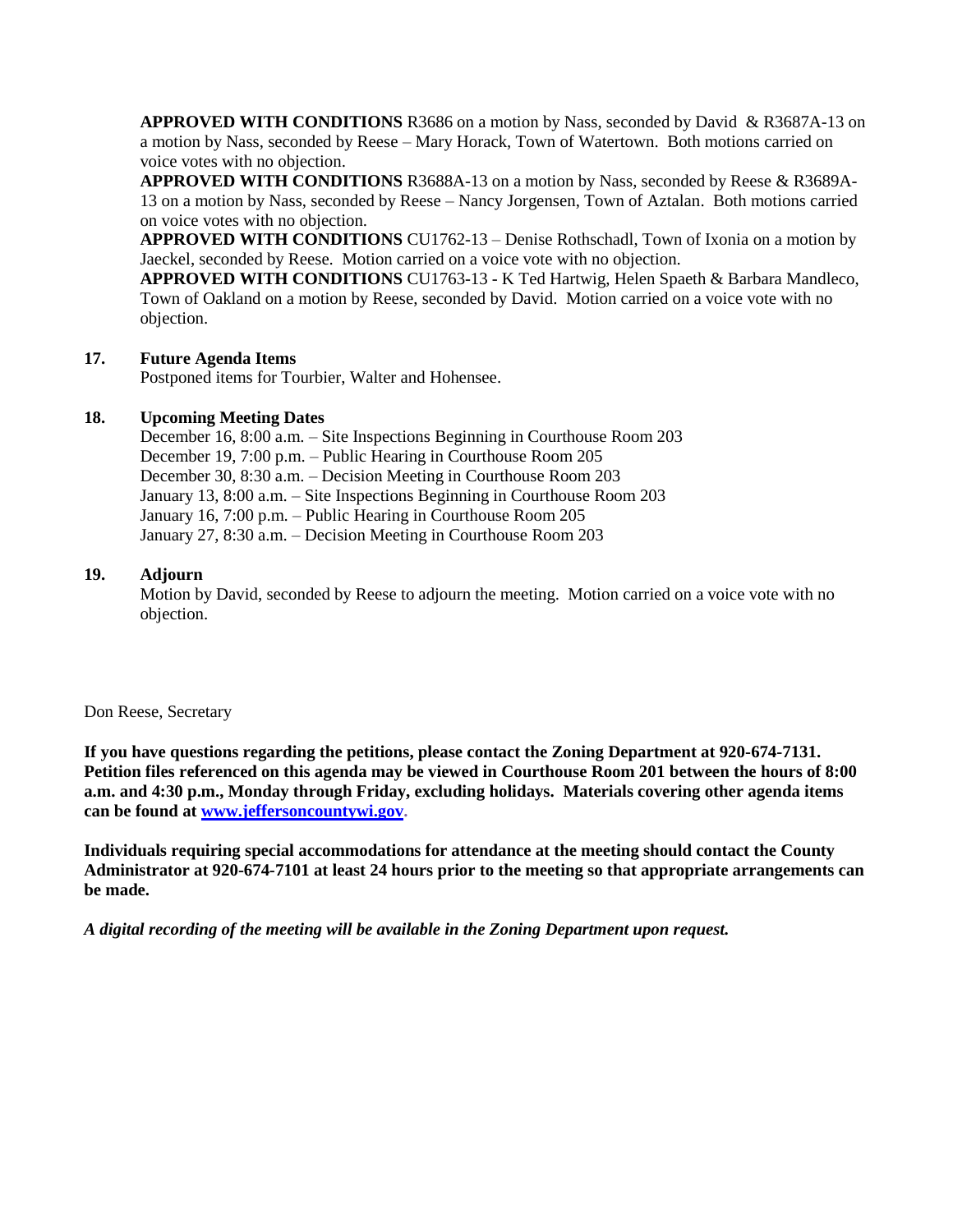**APPROVED WITH CONDITIONS** R3686 on a motion by Nass, seconded by David & R3687A-13 on a motion by Nass, seconded by Reese – Mary Horack, Town of Watertown. Both motions carried on voice votes with no objection.

**APPROVED WITH CONDITIONS** R3688A-13 on a motion by Nass, seconded by Reese & R3689A-13 on a motion by Nass, seconded by Reese – Nancy Jorgensen, Town of Aztalan. Both motions carried on voice votes with no objection.

**APPROVED WITH CONDITIONS** CU1762-13 – Denise Rothschadl, Town of Ixonia on a motion by Jaeckel, seconded by Reese. Motion carried on a voice vote with no objection.

**APPROVED WITH CONDITIONS** CU1763-13 - K Ted Hartwig, Helen Spaeth & Barbara Mandleco, Town of Oakland on a motion by Reese, seconded by David. Motion carried on a voice vote with no objection.

**17. Future Agenda Items**

Postponed items for Tourbier, Walter and Hohensee.

**18. Upcoming Meeting Dates**

December 16, 8:00 a.m. – Site Inspections Beginning in Courthouse Room 203
December 19, 7:00 p.m. – Public Hearing in Courthouse Room 205
December 30, 8:30 a.m. – Decision Meeting in Courthouse Room 203
January 13, 8:00 a.m. – Site Inspections Beginning in Courthouse Room 203
January 16, 7:00 p.m. – Public Hearing in Courthouse Room 205
January 27, 8:30 a.m. – Decision Meeting in Courthouse Room 203

**19. Adjourn**

Motion by David, seconded by Reese to adjourn the meeting. Motion carried on a voice vote with no objection.

Don Reese, Secretary

**If you have questions regarding the petitions, please contact the Zoning Department at 920-674-7131. Petition files referenced on this agenda may be viewed in Courthouse Room 201 between the hours of 8:00 a.m. and 4:30 p.m., Monday through Friday, excluding holidays. Materials covering other agenda items can be found at [www.jeffersoncountywi.gov](http://www.jeffersoncountywi.gov).**

**Individuals requiring special accommodations for attendance at the meeting should contact the County Administrator at 920-674-7101 at least 24 hours prior to the meeting so that appropriate arrangements can be made.**

***A digital recording of the meeting will be available in the Zoning Department upon request.***